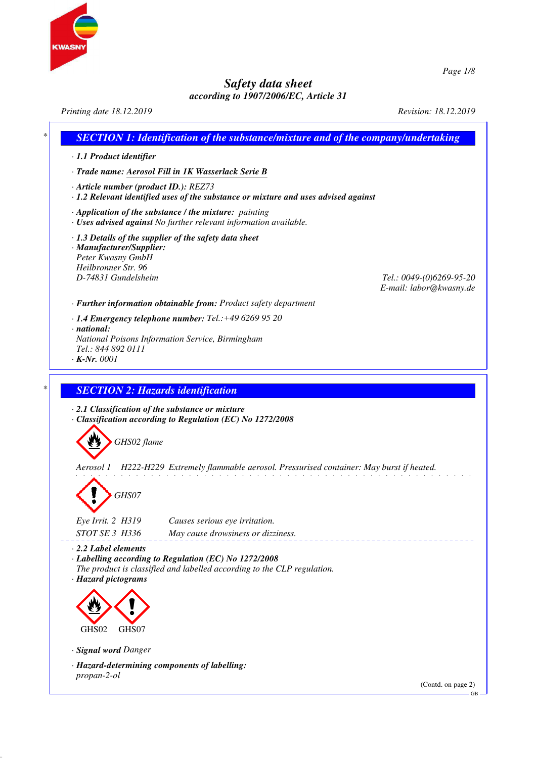# Safety data sheet

**according to 1907/2006/EC, Article 31**

*Printing date 18.12.2019* *Revision: 18.12.2019*

## SECTION 1: Identification of the substance/mixture and of the company/undertaking

- **1.1 Product identifier**
- **Trade name: Aerosol Fill in 1K Wasserlack Serie B**
- **Article number (product ID.):** REZ73
- **1.2 Relevant identified uses of the substance or mixture and uses advised against**
- **Application of the substance / the mixture:** painting
- **Uses advised against** No further relevant information available.
- **1.3 Details of the supplier of the safety data sheet**
- **Manufacturer/Supplier:**
  Peter Kwasny GmbH
  Heilbronner Str. 96
  D-74831 Gundelsheim
  Tel.: 0049-(0)6269-95-20
  E-mail: labor@kwasny.de
- **Further information obtainable from:** Product safety department
- **1.4 Emergency telephone number:** Tel.:+49 6269 95 20
- **national:**
  National Poisons Information Service, Birmingham
  Tel.: 844 892 0111
- **K-Nr.** 0001

## SECTION 2: Hazards identification

- **2.1 Classification of the substance or mixture**
- **Classification according to Regulation (EC) No 1272/2008**

GHS02 flame

Aerosol 1 H222-H229 Extremely flammable aerosol. Pressurised container: May burst if heated.

GHS07

Eye Irrit. 2 H319 Causes serious eye irritation.

STOT SE 3 H336 May cause drowsiness or dizziness.

- **2.2 Label elements**
- **Labelling according to Regulation (EC) No 1272/2008**
  The product is classified and labelled according to the CLP regulation.
- **Hazard pictograms**

GHS02 GHS07

- **Signal word** Danger
- **Hazard-determining components of labelling:**
  propan-2-ol

(Contd. on page 2)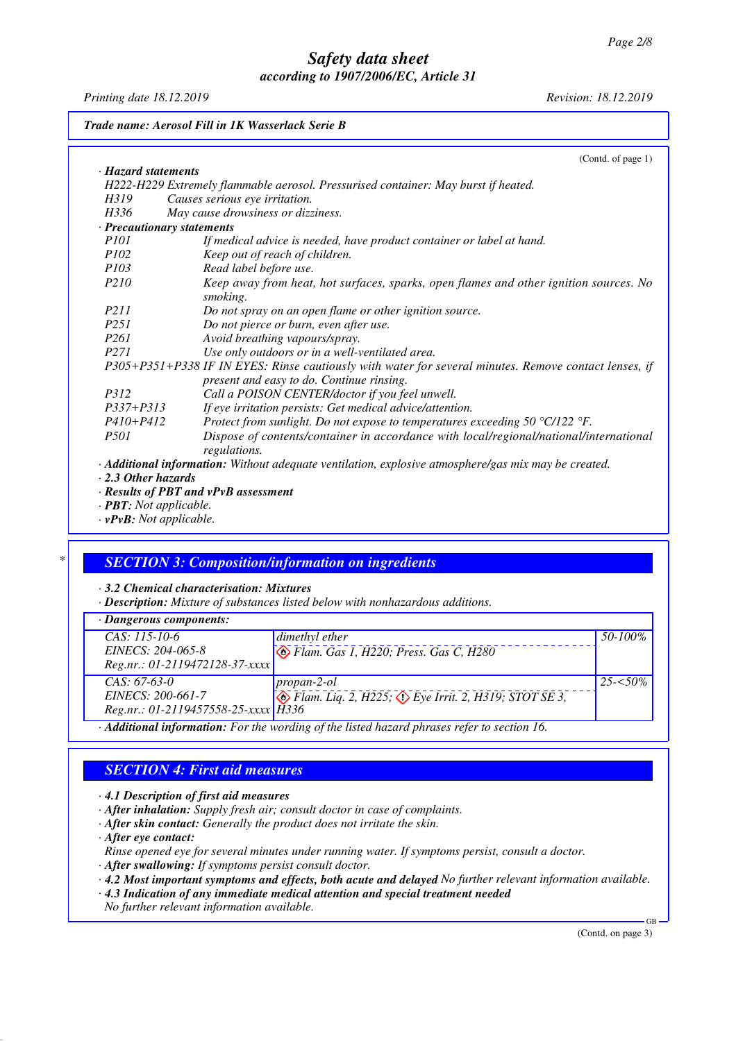Trade name: Aerosol Fill in 1K Wasserlack Serie B

(Contd. of page 1)

· **Hazard statements**

H222-H229 Extremely flammable aerosol. Pressurised container: May burst if heated.

H319 Causes serious eye irritation.

H336 May cause drowsiness or dizziness.

· **Precautionary statements**

| | |
|---|---|
| P101 | If medical advice is needed, have product container or label at hand. |
| P102 | Keep out of reach of children. |
| P103 | Read label before use. |
| P210 | Keep away from heat, hot surfaces, sparks, open flames and other ignition sources. No smoking. |
| P211 | Do not spray on an open flame or other ignition source. |
| P251 | Do not pierce or burn, even after use. |
| P261 | Avoid breathing vapours/spray. |
| P271 | Use only outdoors or in a well-ventilated area. |
| P305+P351+P338 | IF IN EYES: Rinse cautiously with water for several minutes. Remove contact lenses, if present and easy to do. Continue rinsing. |
| P312 | Call a POISON CENTER/doctor if you feel unwell. |
| P337+P313 | If eye irritation persists: Get medical advice/attention. |
| P410+P412 | Protect from sunlight. Do not expose to temperatures exceeding 50 °C/122 °F. |
| P501 | Dispose of contents/container in accordance with local/regional/national/international regulations. |

· **Additional information:** Without adequate ventilation, explosive atmosphere/gas mix may be created.

· **2.3 Other hazards**

· **Results of PBT and vPvB assessment**

· **PBT:** Not applicable.

· **vPvB:** Not applicable.

## SECTION 3: Composition/information on ingredients

· **3.2 Chemical characterisation: Mixtures**

· **Description:** Mixture of substances listed below with nonhazardous additions.

· **Dangerous components:**

| | | |
|---|---|---|
| CAS: 115-10-6<br>EINECS: 204-065-8<br>Reg.nr.: 01-2119472128-37-xxxx | dimethyl ether<br>Flam. Gas 1, H220; Press. Gas C, H280 | 50-100% |
| CAS: 67-63-0<br>EINECS: 200-661-7<br>Reg.nr.: 01-2119457558-25-xxxx | propan-2-ol<br>Flam. Liq. 2, H225; Eye Irrit. 2, H319; STOT SE 3, H336 | 25-<50% |

· **Additional information:** For the wording of the listed hazard phrases refer to section 16.

## SECTION 4: First aid measures

· **4.1 Description of first aid measures**

· **After inhalation:** Supply fresh air; consult doctor in case of complaints.

· **After skin contact:** Generally the product does not irritate the skin.

· **After eye contact:**

Rinse opened eye for several minutes under running water. If symptoms persist, consult a doctor.

· **After swallowing:** If symptoms persist consult doctor.

· **4.2 Most important symptoms and effects, both acute and delayed** No further relevant information available.

· **4.3 Indication of any immediate medical attention and special treatment needed**

No further relevant information available.

(Contd. on page 3)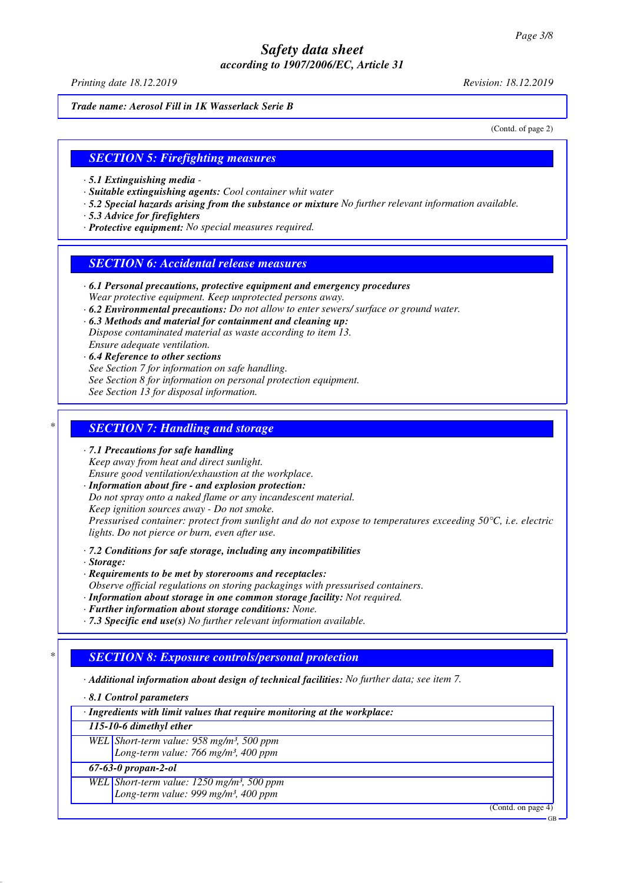*Trade name: Aerosol Fill in 1K Wasserlack Serie B*

(Contd. of page 2)

## SECTION 5: Firefighting measures

- **5.1 Extinguishing media** -
- **Suitable extinguishing agents:** Cool container whit water
- **5.2 Special hazards arising from the substance or mixture** No further relevant information available.
- **5.3 Advice for firefighters**
- **Protective equipment:** No special measures required.

## SECTION 6: Accidental release measures

- **6.1 Personal precautions, protective equipment and emergency procedures**
  Wear protective equipment. Keep unprotected persons away.
- **6.2 Environmental precautions:** Do not allow to enter sewers/ surface or ground water.
- **6.3 Methods and material for containment and cleaning up:**
  Dispose contaminated material as waste according to item 13.
  Ensure adequate ventilation.
- **6.4 Reference to other sections**
  See Section 7 for information on safe handling.
  See Section 8 for information on personal protection equipment.
  See Section 13 for disposal information.

## * SECTION 7: Handling and storage

- **7.1 Precautions for safe handling**
  Keep away from heat and direct sunlight.
  Ensure good ventilation/exhaustion at the workplace.
- **Information about fire - and explosion protection:**
  Do not spray onto a naked flame or any incandescent material.
  Keep ignition sources away - Do not smoke.
  Pressurised container: protect from sunlight and do not expose to temperatures exceeding 50°C, i.e. electric lights. Do not pierce or burn, even after use.
- **7.2 Conditions for safe storage, including any incompatibilities**
- **Storage:**
- **Requirements to be met by storerooms and receptacles:**
  Observe official regulations on storing packagings with pressurised containers.
- **Information about storage in one common storage facility:** Not required.
- **Further information about storage conditions:** None.
- **7.3 Specific end use(s)** No further relevant information available.

## * SECTION 8: Exposure controls/personal protection

- **Additional information about design of technical facilities:** No further data; see item 7.
- **8.1 Control parameters**

| · Ingredients with limit values that require monitoring at the workplace: | |
|---|---|
| **115-10-6 dimethyl ether** | |
| WEL | Short-term value: 958 mg/m³, 500 ppm<br>Long-term value: 766 mg/m³, 400 ppm |
| **67-63-0 propan-2-ol** | |
| WEL | Short-term value: 1250 mg/m³, 500 ppm<br>Long-term value: 999 mg/m³, 400 ppm |

(Contd. on page 4)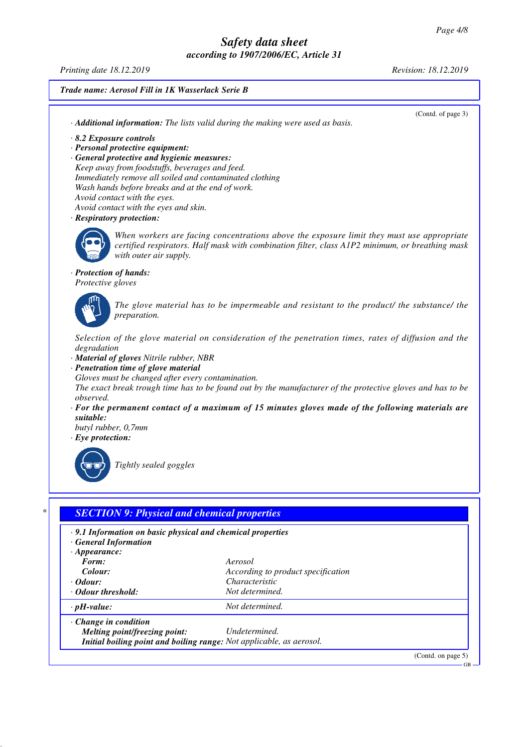**Trade name: Aerosol Fill in 1K Wasserlack Serie B**

(Contd. of page 3)

· **Additional information:** The lists valid during the making were used as basis.

· **8.2 Exposure controls**
· **Personal protective equipment:**
· **General protective and hygienic measures:**
Keep away from foodstuffs, beverages and feed.
Immediately remove all soiled and contaminated clothing
Wash hands before breaks and at the end of work.
Avoid contact with the eyes.
Avoid contact with the eyes and skin.

· **Respiratory protection:**

When workers are facing concentrations above the exposure limit they must use appropriate certified respirators. Half mask with combination filter, class A1P2 minimum, or breathing mask with outer air supply.

· **Protection of hands:**
Protective gloves

The glove material has to be impermeable and resistant to the product/ the substance/ the preparation.

Selection of the glove material on consideration of the penetration times, rates of diffusion and the degradation

· **Material of gloves** Nitrile rubber, NBR
· **Penetration time of glove material**
Gloves must be changed after every contamination.
The exact break trough time has to be found out by the manufacturer of the protective gloves and has to be observed.
· **For the permanent contact of a maximum of 15 minutes gloves made of the following materials are suitable:**
butyl rubber, 0,7mm
· **Eye protection:**

Tightly sealed goggles

## SECTION 9: Physical and chemical properties

· **9.1 Information on basic physical and chemical properties**
· **General Information**
· **Appearance:**

| | |
|---|---|
| **Form:** | Aerosol |
| **Colour:** | According to product specification |
| · **Odour:** | Characteristic |
| · **Odour threshold:** | Not determined. |
| · **pH-value:** | Not determined. |
| · **Change in condition** | |
| **Melting point/freezing point:** | Undetermined. |
| **Initial boiling point and boiling range:** | Not applicable, as aerosol. |

(Contd. on page 5)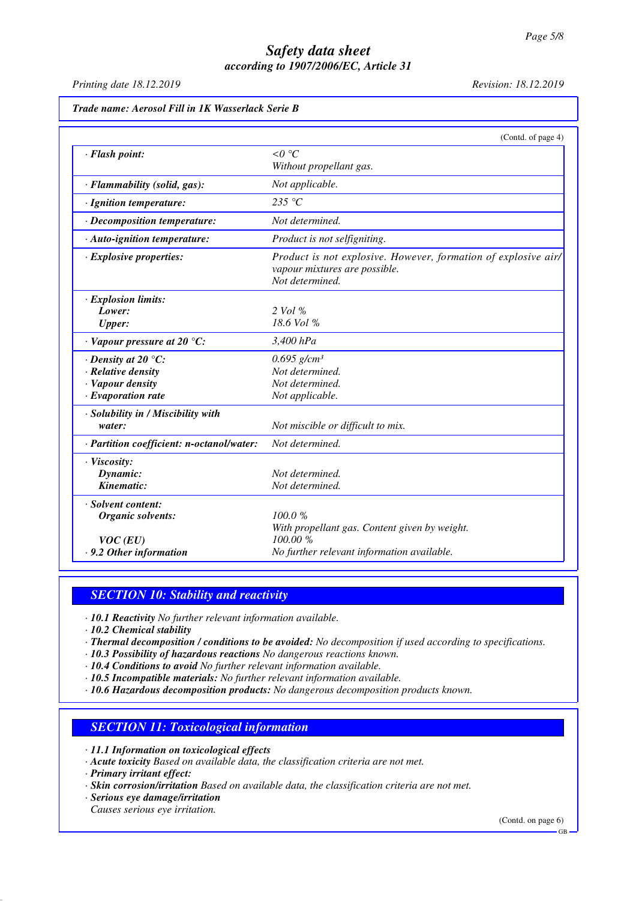**Trade name: Aerosol Fill in 1K Wasserlack Serie B**

(Contd. of page 4)

| | |
|---|---|
| · **Flash point:** | <0 °C<br>Without propellant gas. |
| · **Flammability (solid, gas):** | Not applicable. |
| · **Ignition temperature:** | 235 °C |
| · **Decomposition temperature:** | Not determined. |
| · **Auto-ignition temperature:** | Product is not selfigniting. |
| · **Explosive properties:** | Product is not explosive. However, formation of explosive air/vapour mixtures are possible.<br>Not determined. |
| · **Explosion limits:**<br>**Lower:**<br>**Upper:** | <br>2 Vol %<br>18.6 Vol % |
| · **Vapour pressure at 20 °C:** | 3,400 hPa |
| · **Density at 20 °C:**<br>· **Relative density**<br>· **Vapour density**<br>· **Evaporation rate** | 0.695 g/cm³<br>Not determined.<br>Not determined.<br>Not applicable. |
| · **Solubility in / Miscibility with water:** | Not miscible or difficult to mix. |
| · **Partition coefficient: n-octanol/water:** | Not determined. |
| · **Viscosity:**<br>**Dynamic:**<br>**Kinematic:** | <br>Not determined.<br>Not determined. |
| · **Solvent content:**<br>**Organic solvents:**<br><br>**VOC (EU)**<br>· **9.2 Other information** | <br>100.0 %<br>With propellant gas. Content given by weight.<br>100.00 %<br>No further relevant information available. |

## SECTION 10: Stability and reactivity

· **10.1 Reactivity** No further relevant information available.
· **10.2 Chemical stability**
· **Thermal decomposition / conditions to be avoided:** No decomposition if used according to specifications.
· **10.3 Possibility of hazardous reactions** No dangerous reactions known.
· **10.4 Conditions to avoid** No further relevant information available.
· **10.5 Incompatible materials:** No further relevant information available.
· **10.6 Hazardous decomposition products:** No dangerous decomposition products known.

## SECTION 11: Toxicological information

· **11.1 Information on toxicological effects**
· **Acute toxicity** Based on available data, the classification criteria are not met.
· **Primary irritant effect:**
· **Skin corrosion/irritation** Based on available data, the classification criteria are not met.
· **Serious eye damage/irritation**
Causes serious eye irritation.

(Contd. on page 6)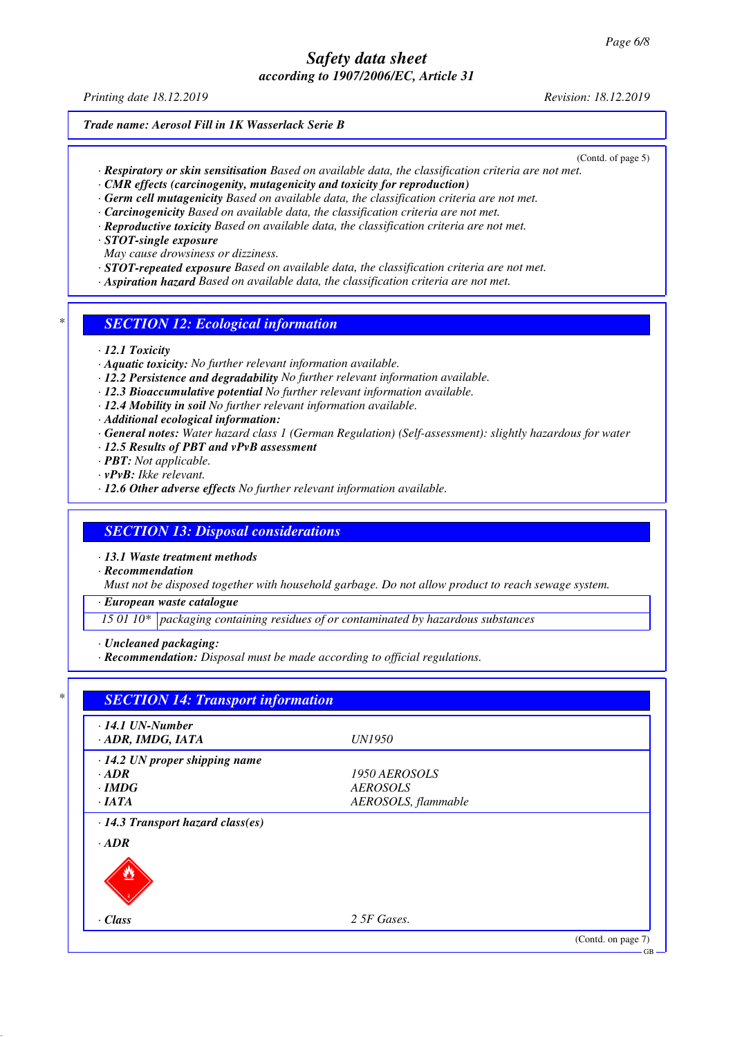Trade name: Aerosol Fill in 1K Wasserlack Serie B

(Contd. of page 5)

· **Respiratory or skin sensitisation** Based on available data, the classification criteria are not met.
· **CMR effects (carcinogenity, mutagenicity and toxicity for reproduction)**
· **Germ cell mutagenicity** Based on available data, the classification criteria are not met.
· **Carcinogenicity** Based on available data, the classification criteria are not met.
· **Reproductive toxicity** Based on available data, the classification criteria are not met.
· **STOT-single exposure**
May cause drowsiness or dizziness.
· **STOT-repeated exposure** Based on available data, the classification criteria are not met.
· **Aspiration hazard** Based on available data, the classification criteria are not met.

## * SECTION 12: Ecological information

· **12.1 Toxicity**
· **Aquatic toxicity:** No further relevant information available.
· **12.2 Persistence and degradability** No further relevant information available.
· **12.3 Bioaccumulative potential** No further relevant information available.
· **12.4 Mobility in soil** No further relevant information available.
· **Additional ecological information:**
· **General notes:** Water hazard class 1 (German Regulation) (Self-assessment): slightly hazardous for water
· **12.5 Results of PBT and vPvB assessment**
· **PBT:** Not applicable.
· **vPvB:** Ikke relevant.
· **12.6 Other adverse effects** No further relevant information available.

## SECTION 13: Disposal considerations

· **13.1 Waste treatment methods**
· **Recommendation**
Must not be disposed together with household garbage. Do not allow product to reach sewage system.

· **European waste catalogue**

| | |
|---|---|
| 15 01 10* | packaging containing residues of or contaminated by hazardous substances |

· **Uncleaned packaging:**
· **Recommendation:** Disposal must be made according to official regulations.

## * SECTION 14: Transport information

| | |
|---|---|
| · **14.1 UN-Number** | |
| · **ADR, IMDG, IATA** | UN1950 |
| · **14.2 UN proper shipping name** | |
| · **ADR** | 1950 AEROSOLS |
| · **IMDG** | AEROSOLS |
| · **IATA** | AEROSOLS, flammable |
| · **14.3 Transport hazard class(es)** | |
| · **ADR** | |
| · **Class** | 2 5F Gases. |

(Contd. on page 7)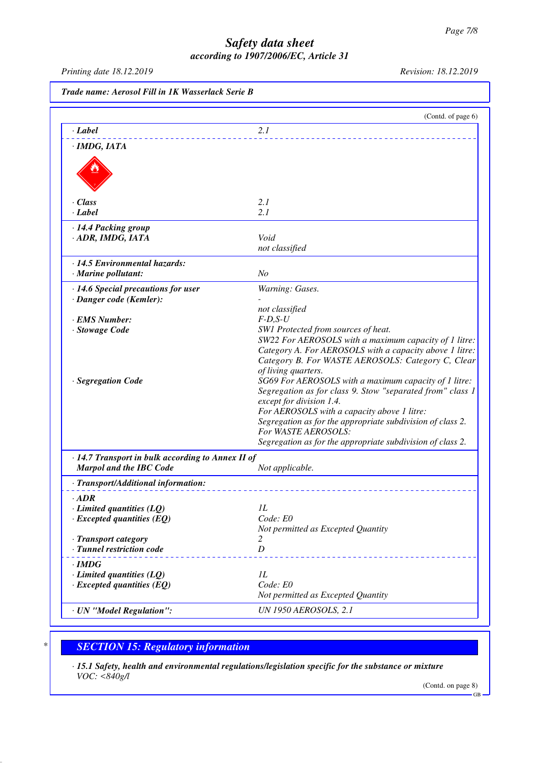Trade name: Aerosol Fill in 1K Wasserlack Serie B

(Contd. of page 6)

| | |
|---|---|
| · **Label** | 2.1 |
| · **IMDG, IATA** | |
| · **Class** | 2.1 |
| · **Label** | 2.1 |
| · **14.4 Packing group** | |
| · **ADR, IMDG, IATA** | Void<br>not classified |
| · **14.5 Environmental hazards:** | |
| · **Marine pollutant:** | No |
| · **14.6 Special precautions for user** | Warning: Gases. |
| · **Danger code (Kemler):** | -<br>not classified |
| · **EMS Number:** | F-D,S-U |
| · **Stowage Code** | SW1 Protected from sources of heat.<br>SW22 For AEROSOLS with a maximum capacity of 1 litre: Category A. For AEROSOLS with a capacity above 1 litre: Category B. For WASTE AEROSOLS: Category C, Clear of living quarters. |
| · **Segregation Code** | SG69 For AEROSOLS with a maximum capacity of 1 litre: Segregation as for class 9. Stow "separated from" class 1 except for division 1.4.<br>For AEROSOLS with a capacity above 1 litre: Segregation as for the appropriate subdivision of class 2.<br>For WASTE AEROSOLS:<br>Segregation as for the appropriate subdivision of class 2. |
| · **14.7 Transport in bulk according to Annex II of Marpol and the IBC Code** | Not applicable. |
| · **Transport/Additional information:** | |
| · **ADR** | |
| · **Limited quantities (LQ)** | 1L |
| · **Excepted quantities (EQ)** | Code: E0<br>Not permitted as Excepted Quantity |
| · **Transport category** | 2 |
| · **Tunnel restriction code** | D |
| · **IMDG** | |
| · **Limited quantities (LQ)** | 1L |
| · **Excepted quantities (EQ)** | Code: E0<br>Not permitted as Excepted Quantity |
| · **UN "Model Regulation":** | UN 1950 AEROSOLS, 2.1 |

## SECTION 15: Regulatory information

· **15.1 Safety, health and environmental regulations/legislation specific for the substance or mixture**
VOC: <840g/l

(Contd. on page 8)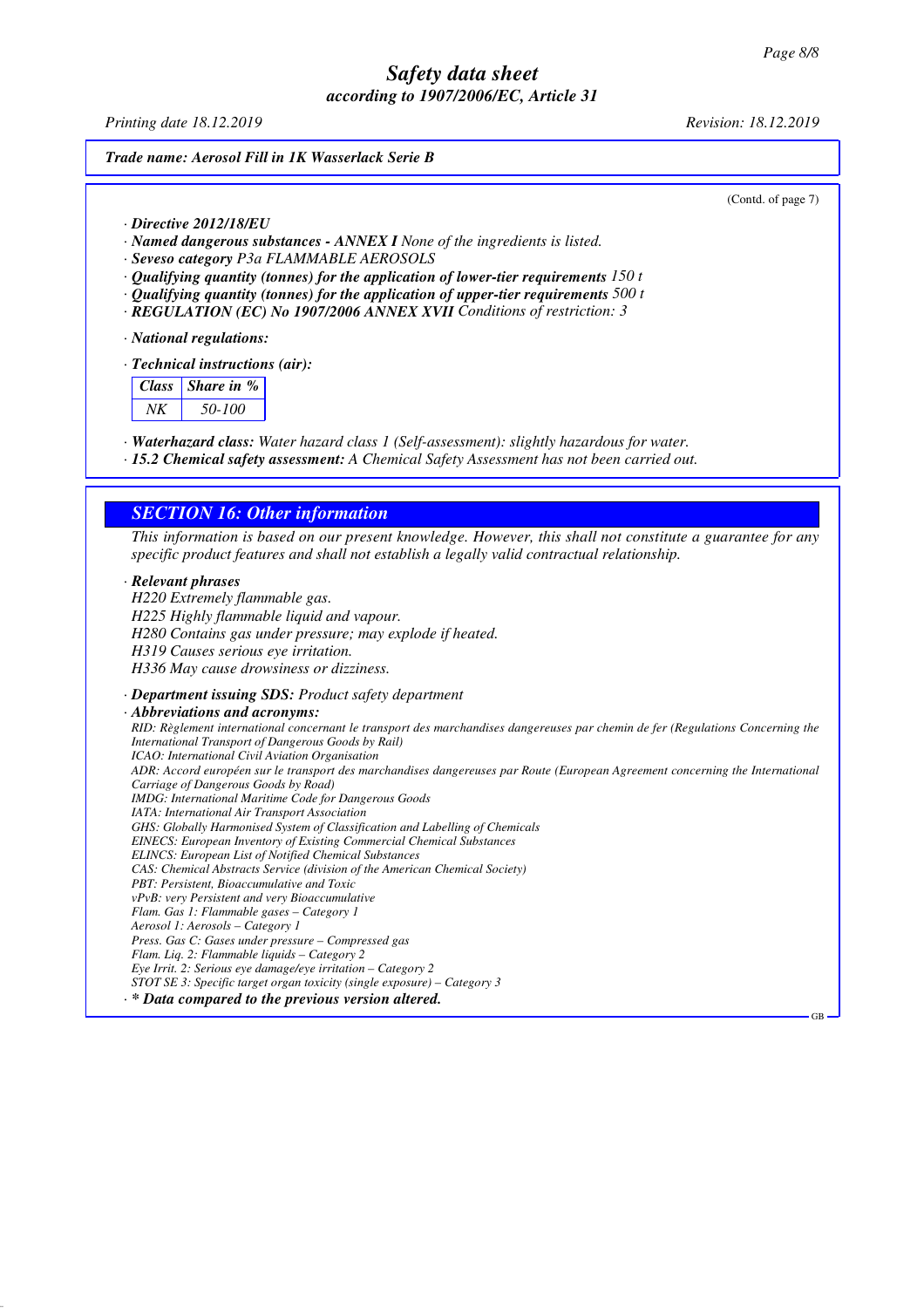Trade name: Aerosol Fill in 1K Wasserlack Serie B

(Contd. of page 7)

· **Directive 2012/18/EU**
· **Named dangerous substances - ANNEX I** None of the ingredients is listed.
· **Seveso category** P3a FLAMMABLE AEROSOLS
· **Qualifying quantity (tonnes) for the application of lower-tier requirements** 150 t
· **Qualifying quantity (tonnes) for the application of upper-tier requirements** 500 t
· **REGULATION (EC) No 1907/2006 ANNEX XVII** Conditions of restriction: 3

· **National regulations:**

· **Technical instructions (air):**

| Class | Share in % |
|---|---|
| NK | 50-100 |

· **Waterhazard class:** Water hazard class 1 (Self-assessment): slightly hazardous for water.
· **15.2 Chemical safety assessment:** A Chemical Safety Assessment has not been carried out.

## SECTION 16: Other information

This information is based on our present knowledge. However, this shall not constitute a guarantee for any specific product features and shall not establish a legally valid contractual relationship.

· **Relevant phrases**

H220 Extremely flammable gas.
H225 Highly flammable liquid and vapour.
H280 Contains gas under pressure; may explode if heated.
H319 Causes serious eye irritation.
H336 May cause drowsiness or dizziness.

· **Department issuing SDS:** Product safety department
· **Abbreviations and acronyms:**

RID: Règlement international concernant le transport des marchandises dangereuses par chemin de fer (Regulations Concerning the International Transport of Dangerous Goods by Rail)
ICAO: International Civil Aviation Organisation
ADR: Accord européen sur le transport des marchandises dangereuses par Route (European Agreement concerning the International Carriage of Dangerous Goods by Road)
IMDG: International Maritime Code for Dangerous Goods
IATA: International Air Transport Association
GHS: Globally Harmonised System of Classification and Labelling of Chemicals
EINECS: European Inventory of Existing Commercial Chemical Substances
ELINCS: European List of Notified Chemical Substances
CAS: Chemical Abstracts Service (division of the American Chemical Society)
PBT: Persistent, Bioaccumulative and Toxic
vPvB: very Persistent and very Bioaccumulative
Flam. Gas 1: Flammable gases – Category 1
Aerosol 1: Aerosols – Category 1
Press. Gas C: Gases under pressure – Compressed gas
Flam. Liq. 2: Flammable liquids – Category 2
Eye Irrit. 2: Serious eye damage/eye irritation – Category 2
STOT SE 3: Specific target organ toxicity (single exposure) – Category 3

· **\* Data compared to the previous version altered.**